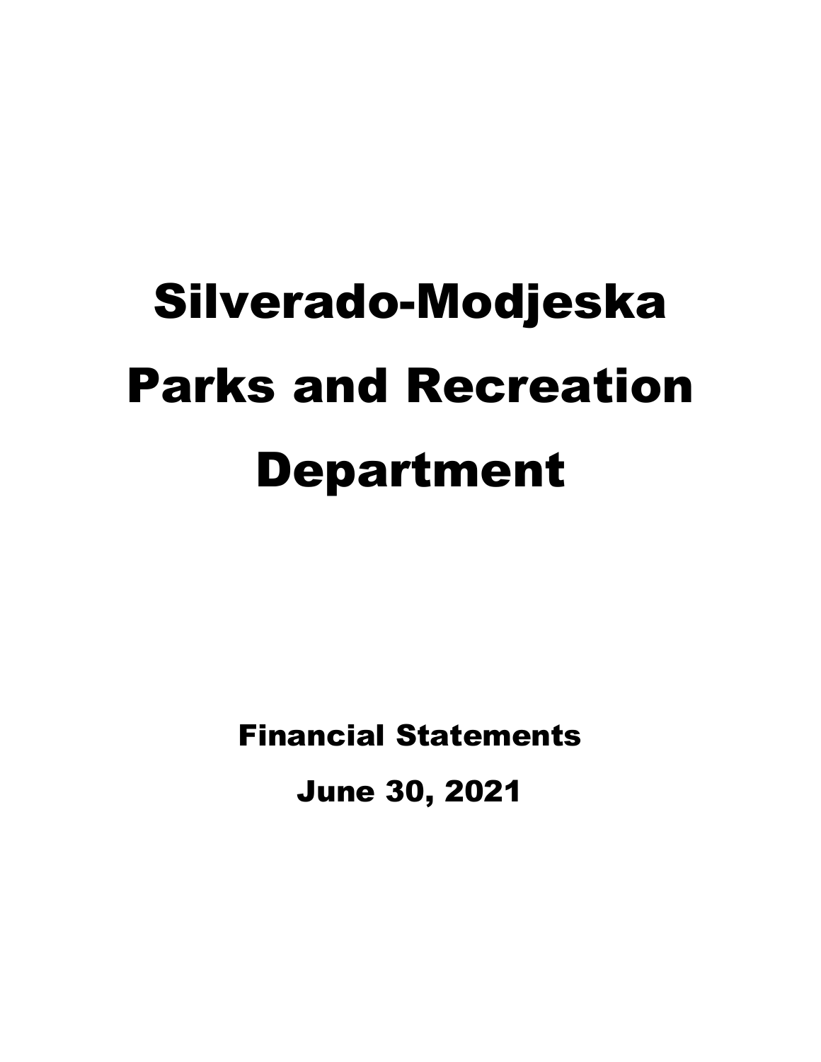# Silverado-Modjeska Parks and Recreation Department

## Financial Statements

## June 30, 2021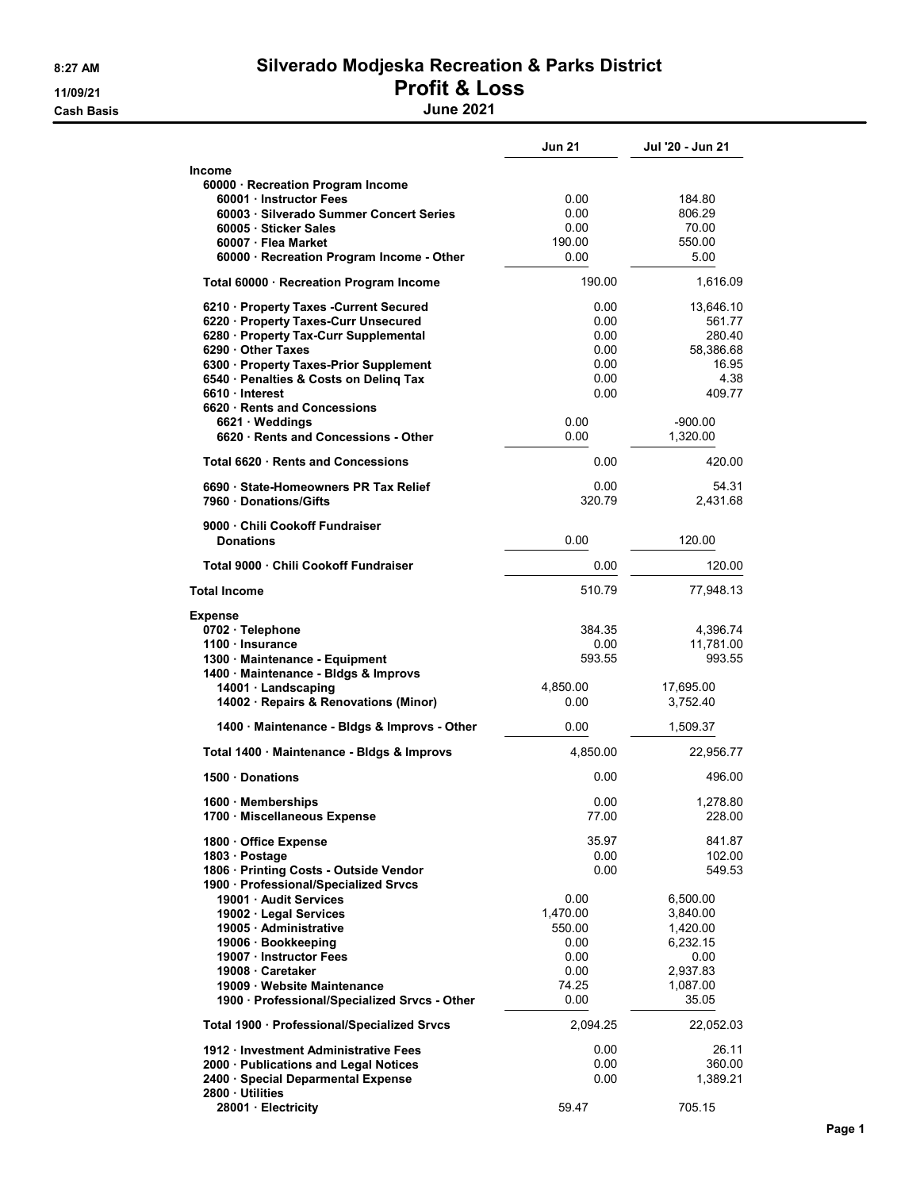# Silverado Modjeska Recreation & Parks District

## Profit & Loss

### June 2021

8:27 AM
11/09/21
Cash Basis

| | Jun 21 | Jul '20 - Jun 21 |
|---|---|---|
| **Income** | | |
| 60000 · Recreation Program Income | | |
| 60001 · Instructor Fees | 0.00 | 184.80 |
| 60003 · Silverado Summer Concert Series | 0.00 | 806.29 |
| 60005 · Sticker Sales | 0.00 | 70.00 |
| 60007 · Flea Market | 190.00 | 550.00 |
| 60000 · Recreation Program Income - Other | 0.00 | 5.00 |
| Total 60000 · Recreation Program Income | 190.00 | 1,616.09 |
| 6210 · Property Taxes -Current Secured | 0.00 | 13,646.10 |
| 6220 · Property Taxes-Curr Unsecured | 0.00 | 561.77 |
| 6280 · Property Tax-Curr Supplemental | 0.00 | 280.40 |
| 6290 · Other Taxes | 0.00 | 58,386.68 |
| 6300 · Property Taxes-Prior Supplement | 0.00 | 16.95 |
| 6540 · Penalties & Costs on Delinq Tax | 0.00 | 4.38 |
| 6610 · Interest | 0.00 | 409.77 |
| 6620 · Rents and Concessions | | |
| 6621 · Weddings | 0.00 | -900.00 |
| 6620 · Rents and Concessions - Other | 0.00 | 1,320.00 |
| Total 6620 · Rents and Concessions | 0.00 | 420.00 |
| 6690 · State-Homeowners PR Tax Relief | 0.00 | 54.31 |
| 7960 · Donations/Gifts | 320.79 | 2,431.68 |
| 9000 · Chili Cookoff Fundraiser | | |
| Donations | 0.00 | 120.00 |
| Total 9000 · Chili Cookoff Fundraiser | 0.00 | 120.00 |
| **Total Income** | 510.79 | 77,948.13 |
| **Expense** | | |
| 0702 · Telephone | 384.35 | 4,396.74 |
| 1100 · Insurance | 0.00 | 11,781.00 |
| 1300 · Maintenance - Equipment | 593.55 | 993.55 |
| 1400 · Maintenance - Bldgs & Improvs | | |
| 14001 · Landscaping | 4,850.00 | 17,695.00 |
| 14002 · Repairs & Renovations (Minor) | 0.00 | 3,752.40 |
| 1400 · Maintenance - Bldgs & Improvs - Other | 0.00 | 1,509.37 |
| Total 1400 · Maintenance - Bldgs & Improvs | 4,850.00 | 22,956.77 |
| 1500 · Donations | 0.00 | 496.00 |
| 1600 · Memberships | 0.00 | 1,278.80 |
| 1700 · Miscellaneous Expense | 77.00 | 228.00 |
| 1800 · Office Expense | 35.97 | 841.87 |
| 1803 · Postage | 0.00 | 102.00 |
| 1806 · Printing Costs - Outside Vendor | 0.00 | 549.53 |
| 1900 · Professional/Specialized Srvcs | | |
| 19001 · Audit Services | 0.00 | 6,500.00 |
| 19002 · Legal Services | 1,470.00 | 3,840.00 |
| 19005 · Administrative | 550.00 | 1,420.00 |
| 19006 · Bookkeeping | 0.00 | 6,232.15 |
| 19007 · Instructor Fees | 0.00 | 0.00 |
| 19008 · Caretaker | 0.00 | 2,937.83 |
| 19009 · Website Maintenance | 74.25 | 1,087.00 |
| 1900 · Professional/Specialized Srvcs - Other | 0.00 | 35.05 |
| Total 1900 · Professional/Specialized Srvcs | 2,094.25 | 22,052.03 |
| 1912 · Investment Administrative Fees | 0.00 | 26.11 |
| 2000 · Publications and Legal Notices | 0.00 | 360.00 |
| 2400 · Special Deparmental Expense | 0.00 | 1,389.21 |
| 2800 · Utilities | | |
| 28001 · Electricity | 59.47 | 705.15 |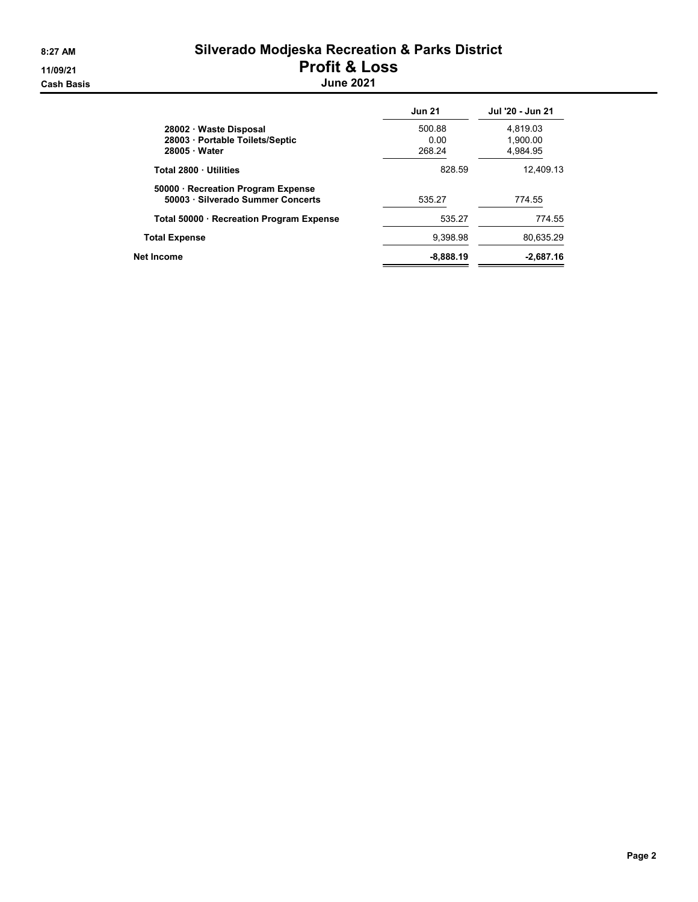# Silverado Modjeska Recreation & Parks District

## Profit & Loss

### June 2021

8:27 AM
11/09/21
Cash Basis

| | Jun 21 | Jul '20 - Jun 21 |
|---|---|---|
| 28002 · Waste Disposal | 500.88 | 4,819.03 |
| 28003 · Portable Toilets/Septic | 0.00 | 1,900.00 |
| 28005 · Water | 268.24 | 4,984.95 |
| **Total 2800 · Utilities** | 828.59 | 12,409.13 |
| 50000 · Recreation Program Expense | | |
| 50003 · Silverado Summer Concerts | 535.27 | 774.55 |
| **Total 50000 · Recreation Program Expense** | 535.27 | 774.55 |
| **Total Expense** | 9,398.98 | 80,635.29 |
| **Net Income** | **-8,888.19** | **-2,687.16** |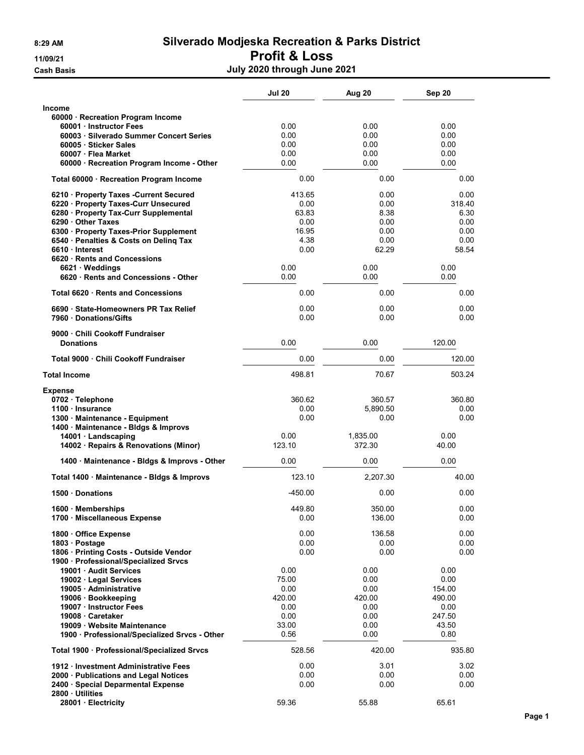# Silverado Modjeska Recreation & Parks District

## Profit & Loss

### July 2020 through June 2021

8:29 AM
11/09/21
Cash Basis

| | Jul 20 | Aug 20 | Sep 20 |
|---|---|---|---|
| **Income** | | | |
| 60000 · Recreation Program Income | | | |
| 60001 · Instructor Fees | 0.00 | 0.00 | 0.00 |
| 60003 · Silverado Summer Concert Series | 0.00 | 0.00 | 0.00 |
| 60005 · Sticker Sales | 0.00 | 0.00 | 0.00 |
| 60007 · Flea Market | 0.00 | 0.00 | 0.00 |
| 60000 · Recreation Program Income - Other | 0.00 | 0.00 | 0.00 |
| Total 60000 · Recreation Program Income | 0.00 | 0.00 | 0.00 |
| 6210 · Property Taxes -Current Secured | 413.65 | 0.00 | 0.00 |
| 6220 · Property Taxes-Curr Unsecured | 0.00 | 0.00 | 318.40 |
| 6280 · Property Tax-Curr Supplemental | 63.83 | 8.38 | 6.30 |
| 6290 · Other Taxes | 0.00 | 0.00 | 0.00 |
| 6300 · Property Taxes-Prior Supplement | 16.95 | 0.00 | 0.00 |
| 6540 · Penalties & Costs on Delinq Tax | 4.38 | 0.00 | 0.00 |
| 6610 · Interest | 0.00 | 62.29 | 58.54 |
| 6620 · Rents and Concessions | | | |
| 6621 · Weddings | 0.00 | 0.00 | 0.00 |
| 6620 · Rents and Concessions - Other | 0.00 | 0.00 | 0.00 |
| Total 6620 · Rents and Concessions | 0.00 | 0.00 | 0.00 |
| 6690 · State-Homeowners PR Tax Relief | 0.00 | 0.00 | 0.00 |
| 7960 · Donations/Gifts | 0.00 | 0.00 | 0.00 |
| 9000 · Chili Cookoff Fundraiser | | | |
| Donations | 0.00 | 0.00 | 120.00 |
| Total 9000 · Chili Cookoff Fundraiser | 0.00 | 0.00 | 120.00 |
| **Total Income** | 498.81 | 70.67 | 503.24 |
| **Expense** | | | |
| 0702 · Telephone | 360.62 | 360.57 | 360.80 |
| 1100 · Insurance | 0.00 | 5,890.50 | 0.00 |
| 1300 · Maintenance - Equipment | 0.00 | 0.00 | 0.00 |
| 1400 · Maintenance - Bldgs & Improvs | | | |
| 14001 · Landscaping | 0.00 | 1,835.00 | 0.00 |
| 14002 · Repairs & Renovations (Minor) | 123.10 | 372.30 | 40.00 |
| 1400 · Maintenance - Bldgs & Improvs - Other | 0.00 | 0.00 | 0.00 |
| Total 1400 · Maintenance - Bldgs & Improvs | 123.10 | 2,207.30 | 40.00 |
| 1500 · Donations | -450.00 | 0.00 | 0.00 |
| 1600 · Memberships | 449.80 | 350.00 | 0.00 |
| 1700 · Miscellaneous Expense | 0.00 | 136.00 | 0.00 |
| 1800 · Office Expense | 0.00 | 136.58 | 0.00 |
| 1803 · Postage | 0.00 | 0.00 | 0.00 |
| 1806 · Printing Costs - Outside Vendor | 0.00 | 0.00 | 0.00 |
| 1900 · Professional/Specialized Srvcs | | | |
| 19001 · Audit Services | 0.00 | 0.00 | 0.00 |
| 19002 · Legal Services | 75.00 | 0.00 | 0.00 |
| 19005 · Administrative | 0.00 | 0.00 | 154.00 |
| 19006 · Bookkeeping | 420.00 | 420.00 | 490.00 |
| 19007 · Instructor Fees | 0.00 | 0.00 | 0.00 |
| 19008 · Caretaker | 0.00 | 0.00 | 247.50 |
| 19009 · Website Maintenance | 33.00 | 0.00 | 43.50 |
| 1900 · Professional/Specialized Srvcs - Other | 0.56 | 0.00 | 0.80 |
| Total 1900 · Professional/Specialized Srvcs | 528.56 | 420.00 | 935.80 |
| 1912 · Investment Administrative Fees | 0.00 | 3.01 | 3.02 |
| 2000 · Publications and Legal Notices | 0.00 | 0.00 | 0.00 |
| 2400 · Special Deparmental Expense | 0.00 | 0.00 | 0.00 |
| 2800 · Utilities | | | |
| 28001 · Electricity | 59.36 | 55.88 | 65.61 |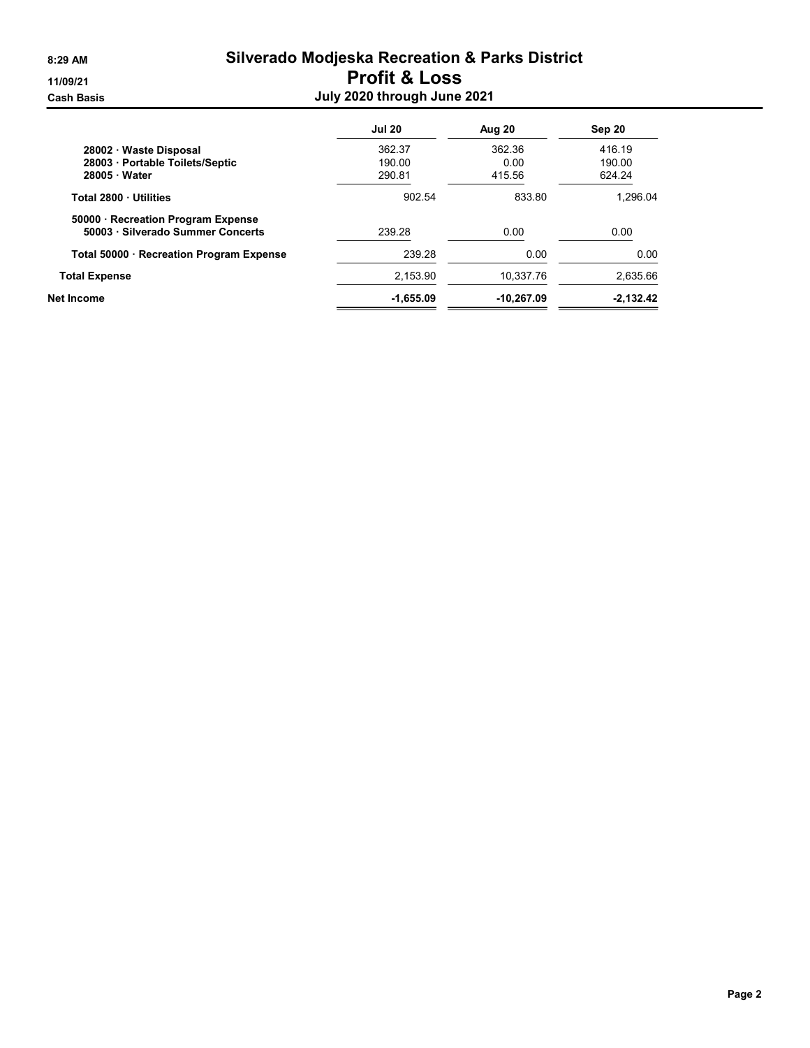# Silverado Modjeska Recreation & Parks District

## Profit & Loss

### July 2020 through June 2021

8:29 AM
11/09/21
Cash Basis

| | Jul 20 | Aug 20 | Sep 20 |
|---|---|---|---|
| 28002 · Waste Disposal | 362.37 | 362.36 | 416.19 |
| 28003 · Portable Toilets/Septic | 190.00 | 0.00 | 190.00 |
| 28005 · Water | 290.81 | 415.56 | 624.24 |
| **Total 2800 · Utilities** | 902.54 | 833.80 | 1,296.04 |
| 50000 · Recreation Program Expense | | | |
| 50003 · Silverado Summer Concerts | 239.28 | 0.00 | 0.00 |
| **Total 50000 · Recreation Program Expense** | 239.28 | 0.00 | 0.00 |
| **Total Expense** | 2,153.90 | 10,337.76 | 2,635.66 |
| **Net Income** | **-1,655.09** | **-10,267.09** | **-2,132.42** |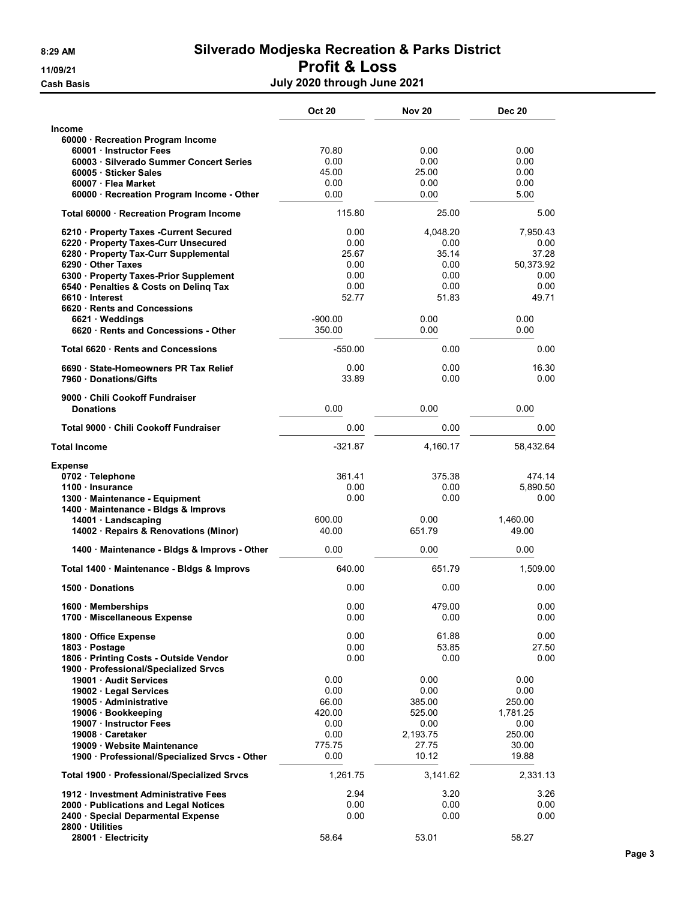# Silverado Modjeska Recreation & Parks District

## Profit & Loss

### July 2020 through June 2021

8:29 AM
11/09/21
Cash Basis

| | Oct 20 | Nov 20 | Dec 20 |
|---|---|---|---|
| **Income** | | | |
| 60000 · Recreation Program Income | | | |
| 60001 · Instructor Fees | 70.80 | 0.00 | 0.00 |
| 60003 · Silverado Summer Concert Series | 0.00 | 0.00 | 0.00 |
| 60005 · Sticker Sales | 45.00 | 25.00 | 0.00 |
| 60007 · Flea Market | 0.00 | 0.00 | 0.00 |
| 60000 · Recreation Program Income - Other | 0.00 | 0.00 | 5.00 |
| Total 60000 · Recreation Program Income | 115.80 | 25.00 | 5.00 |
| 6210 · Property Taxes -Current Secured | 0.00 | 4,048.20 | 7,950.43 |
| 6220 · Property Taxes-Curr Unsecured | 0.00 | 0.00 | 0.00 |
| 6280 · Property Tax-Curr Supplemental | 25.67 | 35.14 | 37.28 |
| 6290 · Other Taxes | 0.00 | 0.00 | 50,373.92 |
| 6300 · Property Taxes-Prior Supplement | 0.00 | 0.00 | 0.00 |
| 6540 · Penalties & Costs on Delinq Tax | 0.00 | 0.00 | 0.00 |
| 6610 · Interest | 52.77 | 51.83 | 49.71 |
| 6620 · Rents and Concessions | | | |
| 6621 · Weddings | -900.00 | 0.00 | 0.00 |
| 6620 · Rents and Concessions - Other | 350.00 | 0.00 | 0.00 |
| Total 6620 · Rents and Concessions | -550.00 | 0.00 | 0.00 |
| 6690 · State-Homeowners PR Tax Relief | 0.00 | 0.00 | 16.30 |
| 7960 · Donations/Gifts | 33.89 | 0.00 | 0.00 |
| 9000 · Chili Cookoff Fundraiser | | | |
| Donations | 0.00 | 0.00 | 0.00 |
| Total 9000 · Chili Cookoff Fundraiser | 0.00 | 0.00 | 0.00 |
| **Total Income** | -321.87 | 4,160.17 | 58,432.64 |
| **Expense** | | | |
| 0702 · Telephone | 361.41 | 375.38 | 474.14 |
| 1100 · Insurance | 0.00 | 0.00 | 5,890.50 |
| 1300 · Maintenance - Equipment | 0.00 | 0.00 | 0.00 |
| 1400 · Maintenance - Bldgs & Improvs | | | |
| 14001 · Landscaping | 600.00 | 0.00 | 1,460.00 |
| 14002 · Repairs & Renovations (Minor) | 40.00 | 651.79 | 49.00 |
| 1400 · Maintenance - Bldgs & Improvs - Other | 0.00 | 0.00 | 0.00 |
| Total 1400 · Maintenance - Bldgs & Improvs | 640.00 | 651.79 | 1,509.00 |
| 1500 · Donations | 0.00 | 0.00 | 0.00 |
| 1600 · Memberships | 0.00 | 479.00 | 0.00 |
| 1700 · Miscellaneous Expense | 0.00 | 0.00 | 0.00 |
| 1800 · Office Expense | 0.00 | 61.88 | 0.00 |
| 1803 · Postage | 0.00 | 53.85 | 27.50 |
| 1806 · Printing Costs - Outside Vendor | 0.00 | 0.00 | 0.00 |
| 1900 · Professional/Specialized Srvcs | | | |
| 19001 · Audit Services | 0.00 | 0.00 | 0.00 |
| 19002 · Legal Services | 0.00 | 0.00 | 0.00 |
| 19005 · Administrative | 66.00 | 385.00 | 250.00 |
| 19006 · Bookkeeping | 420.00 | 525.00 | 1,781.25 |
| 19007 · Instructor Fees | 0.00 | 0.00 | 0.00 |
| 19008 · Caretaker | 0.00 | 2,193.75 | 250.00 |
| 19009 · Website Maintenance | 775.75 | 27.75 | 30.00 |
| 1900 · Professional/Specialized Srvcs - Other | 0.00 | 10.12 | 19.88 |
| Total 1900 · Professional/Specialized Srvcs | 1,261.75 | 3,141.62 | 2,331.13 |
| 1912 · Investment Administrative Fees | 2.94 | 3.20 | 3.26 |
| 2000 · Publications and Legal Notices | 0.00 | 0.00 | 0.00 |
| 2400 · Special Deparmental Expense | 0.00 | 0.00 | 0.00 |
| 2800 · Utilities | | | |
| 28001 · Electricity | 58.64 | 53.01 | 58.27 |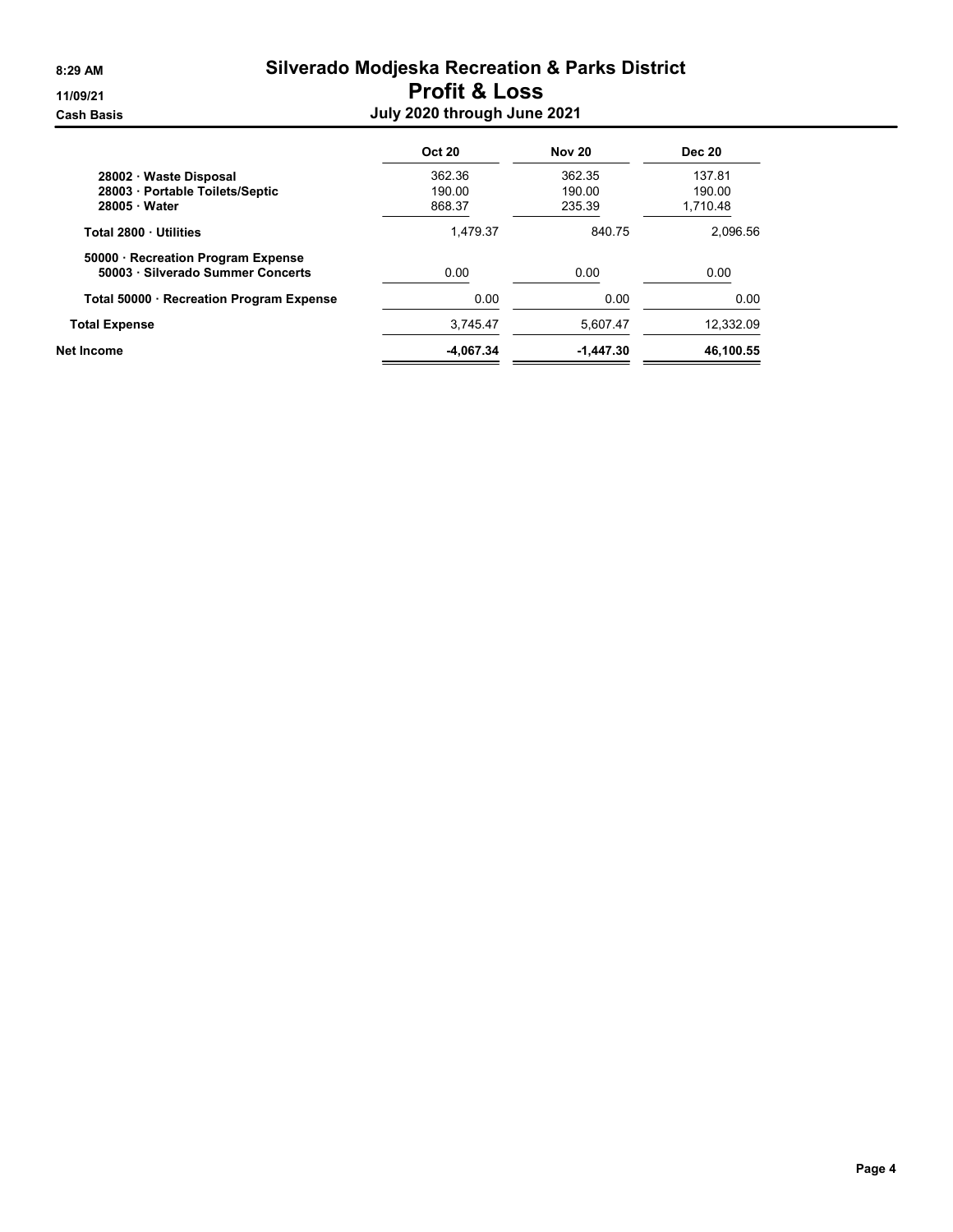# Silverado Modjeska Recreation & Parks District

## Profit & Loss

### July 2020 through June 2021

8:29 AM
11/09/21
Cash Basis

| | Oct 20 | Nov 20 | Dec 20 |
|---|---|---|---|
| 28002 · Waste Disposal | 362.36 | 362.35 | 137.81 |
| 28003 · Portable Toilets/Septic | 190.00 | 190.00 | 190.00 |
| 28005 · Water | 868.37 | 235.39 | 1,710.48 |
| **Total 2800 · Utilities** | 1,479.37 | 840.75 | 2,096.56 |
| 50000 · Recreation Program Expense | | | |
| 50003 · Silverado Summer Concerts | 0.00 | 0.00 | 0.00 |
| **Total 50000 · Recreation Program Expense** | 0.00 | 0.00 | 0.00 |
| **Total Expense** | 3,745.47 | 5,607.47 | 12,332.09 |
| **Net Income** | **-4,067.34** | **-1,447.30** | **46,100.55** |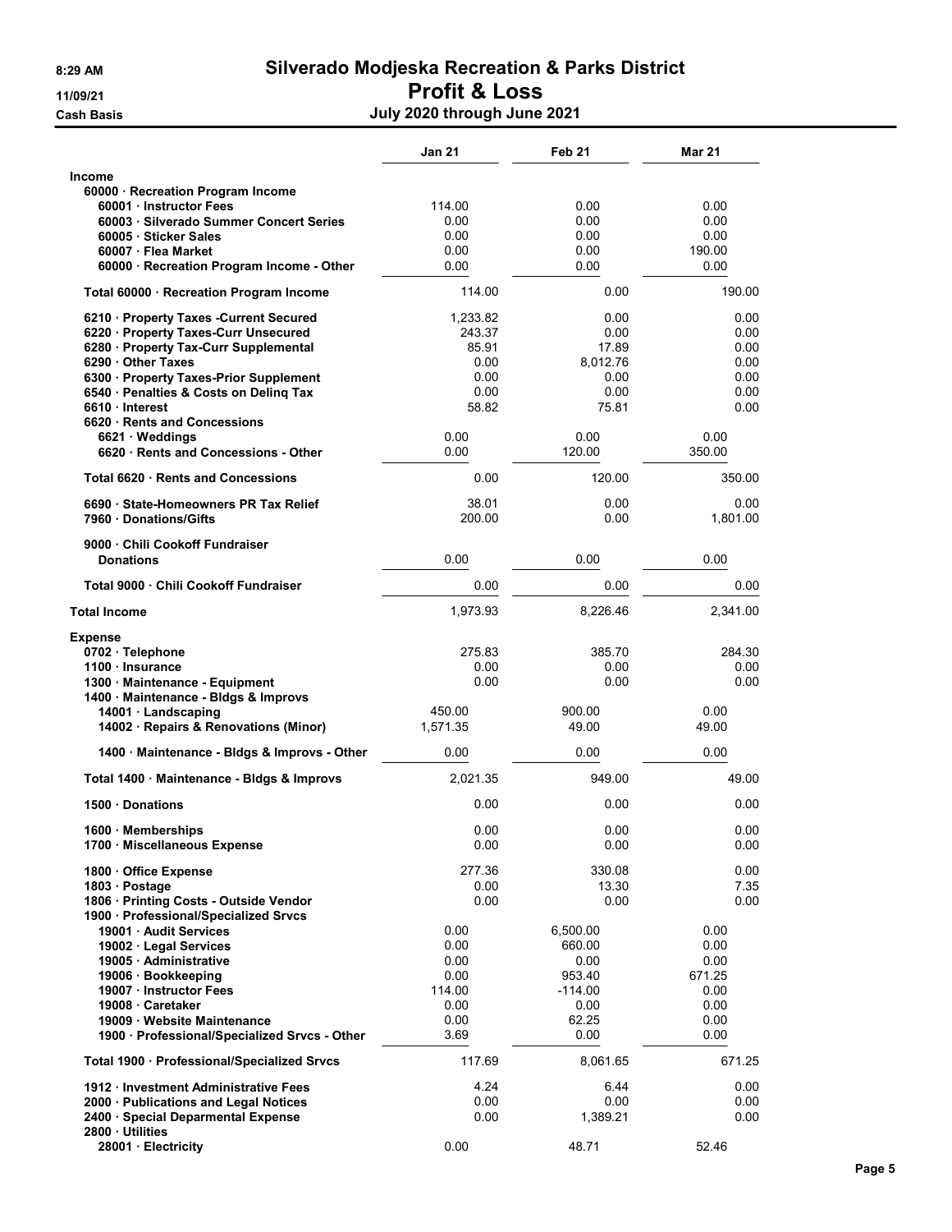# Silverado Modjeska Recreation & Parks District

## Profit & Loss

8:29 AM
11/09/21
Cash Basis

**July 2020 through June 2021**

| | Jan 21 | Feb 21 | Mar 21 |
|---|---|---|---|
| **Income** | | | |
| 60000 · Recreation Program Income | | | |
| 60001 · Instructor Fees | 114.00 | 0.00 | 0.00 |
| 60003 · Silverado Summer Concert Series | 0.00 | 0.00 | 0.00 |
| 60005 · Sticker Sales | 0.00 | 0.00 | 0.00 |
| 60007 · Flea Market | 0.00 | 0.00 | 190.00 |
| 60000 · Recreation Program Income - Other | 0.00 | 0.00 | 0.00 |
| Total 60000 · Recreation Program Income | 114.00 | 0.00 | 190.00 |
| 6210 · Property Taxes -Current Secured | 1,233.82 | 0.00 | 0.00 |
| 6220 · Property Taxes-Curr Unsecured | 243.37 | 0.00 | 0.00 |
| 6280 · Property Tax-Curr Supplemental | 85.91 | 17.89 | 0.00 |
| 6290 · Other Taxes | 0.00 | 8,012.76 | 0.00 |
| 6300 · Property Taxes-Prior Supplement | 0.00 | 0.00 | 0.00 |
| 6540 · Penalties & Costs on Delinq Tax | 0.00 | 0.00 | 0.00 |
| 6610 · Interest | 58.82 | 75.81 | 0.00 |
| 6620 · Rents and Concessions | | | |
| 6621 · Weddings | 0.00 | 0.00 | 0.00 |
| 6620 · Rents and Concessions - Other | 0.00 | 120.00 | 350.00 |
| Total 6620 · Rents and Concessions | 0.00 | 120.00 | 350.00 |
| 6690 · State-Homeowners PR Tax Relief | 38.01 | 0.00 | 0.00 |
| 7960 · Donations/Gifts | 200.00 | 0.00 | 1,801.00 |
| 9000 · Chili Cookoff Fundraiser | | | |
| Donations | 0.00 | 0.00 | 0.00 |
| Total 9000 · Chili Cookoff Fundraiser | 0.00 | 0.00 | 0.00 |
| **Total Income** | 1,973.93 | 8,226.46 | 2,341.00 |
| **Expense** | | | |
| 0702 · Telephone | 275.83 | 385.70 | 284.30 |
| 1100 · Insurance | 0.00 | 0.00 | 0.00 |
| 1300 · Maintenance - Equipment | 0.00 | 0.00 | 0.00 |
| 1400 · Maintenance - Bldgs & Improvs | | | |
| 14001 · Landscaping | 450.00 | 900.00 | 0.00 |
| 14002 · Repairs & Renovations (Minor) | 1,571.35 | 49.00 | 49.00 |
| 1400 · Maintenance - Bldgs & Improvs - Other | 0.00 | 0.00 | 0.00 |
| Total 1400 · Maintenance - Bldgs & Improvs | 2,021.35 | 949.00 | 49.00 |
| 1500 · Donations | 0.00 | 0.00 | 0.00 |
| 1600 · Memberships | 0.00 | 0.00 | 0.00 |
| 1700 · Miscellaneous Expense | 0.00 | 0.00 | 0.00 |
| 1800 · Office Expense | 277.36 | 330.08 | 0.00 |
| 1803 · Postage | 0.00 | 13.30 | 7.35 |
| 1806 · Printing Costs - Outside Vendor | 0.00 | 0.00 | 0.00 |
| 1900 · Professional/Specialized Srvcs | | | |
| 19001 · Audit Services | 0.00 | 6,500.00 | 0.00 |
| 19002 · Legal Services | 0.00 | 660.00 | 0.00 |
| 19005 · Administrative | 0.00 | 0.00 | 0.00 |
| 19006 · Bookkeeping | 0.00 | 953.40 | 671.25 |
| 19007 · Instructor Fees | 114.00 | -114.00 | 0.00 |
| 19008 · Caretaker | 0.00 | 0.00 | 0.00 |
| 19009 · Website Maintenance | 0.00 | 62.25 | 0.00 |
| 1900 · Professional/Specialized Srvcs - Other | 3.69 | 0.00 | 0.00 |
| Total 1900 · Professional/Specialized Srvcs | 117.69 | 8,061.65 | 671.25 |
| 1912 · Investment Administrative Fees | 4.24 | 6.44 | 0.00 |
| 2000 · Publications and Legal Notices | 0.00 | 0.00 | 0.00 |
| 2400 · Special Deparmental Expense | 0.00 | 1,389.21 | 0.00 |
| 2800 · Utilities | | | |
| 28001 · Electricity | 0.00 | 48.71 | 52.46 |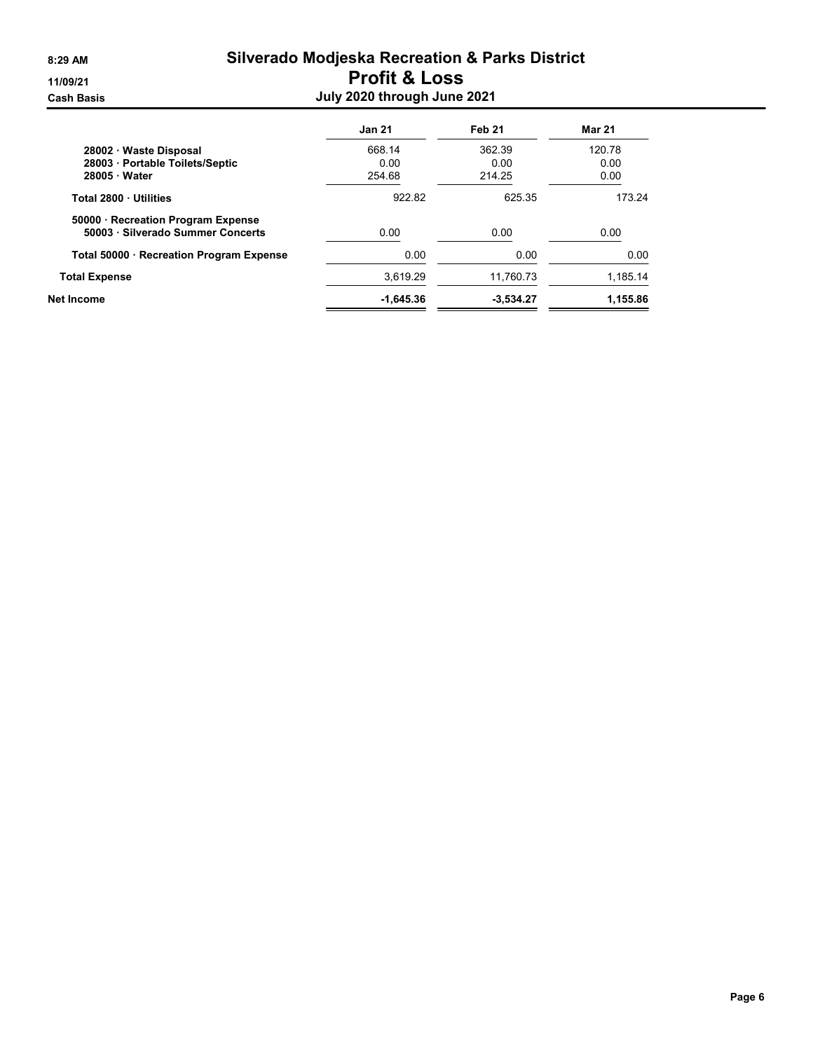# Silverado Modjeska Recreation & Parks District
## Profit & Loss
### July 2020 through June 2021

8:29 AM
11/09/21
Cash Basis

| | Jan 21 | Feb 21 | Mar 21 |
|---|---|---|---|
| 28002 · Waste Disposal | 668.14 | 362.39 | 120.78 |
| 28003 · Portable Toilets/Septic | 0.00 | 0.00 | 0.00 |
| 28005 · Water | 254.68 | 214.25 | 0.00 |
| **Total 2800 · Utilities** | 922.82 | 625.35 | 173.24 |
| 50000 · Recreation Program Expense | | | |
| 50003 · Silverado Summer Concerts | 0.00 | 0.00 | 0.00 |
| **Total 50000 · Recreation Program Expense** | 0.00 | 0.00 | 0.00 |
| **Total Expense** | 3,619.29 | 11,760.73 | 1,185.14 |
| **Net Income** | **-1,645.36** | **-3,534.27** | **1,155.86** |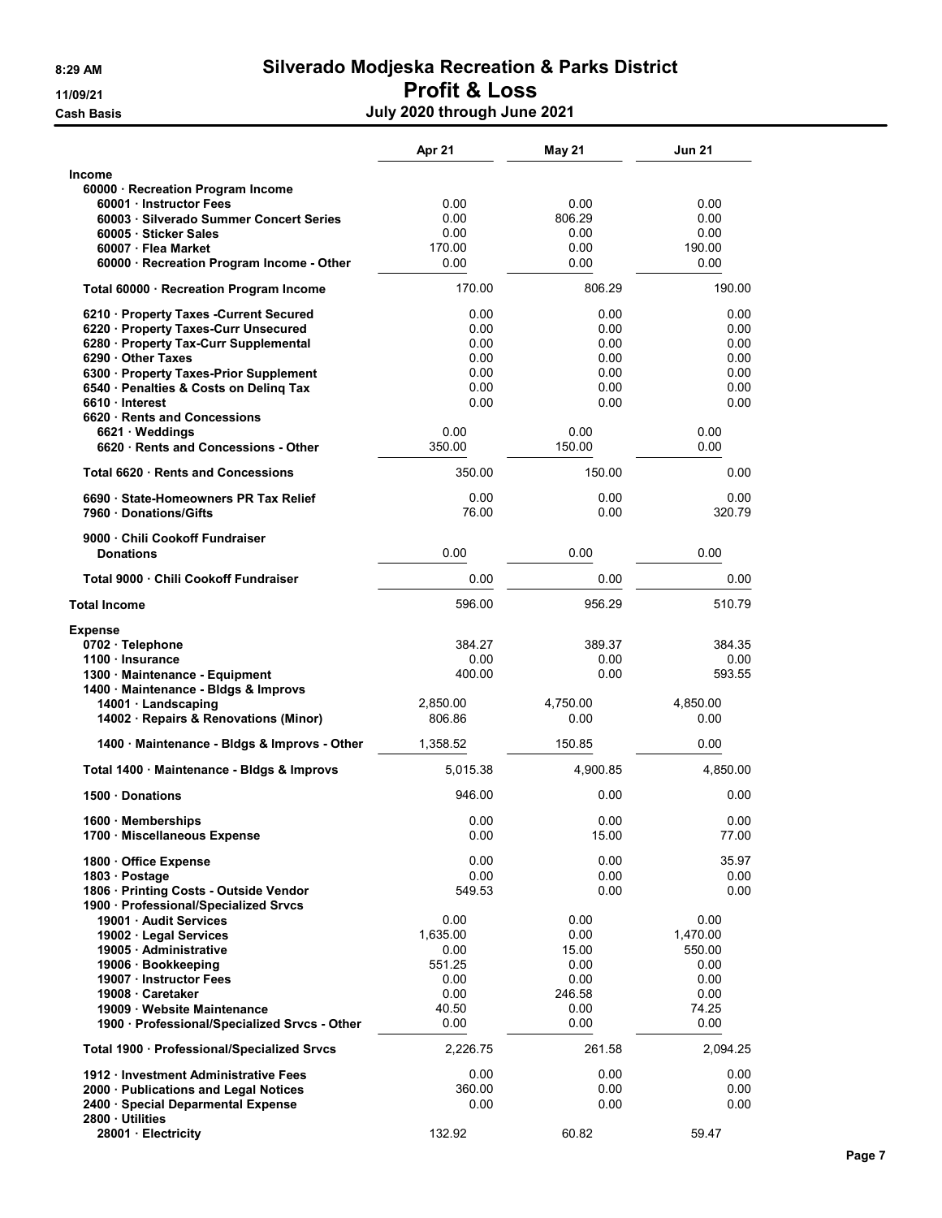# Silverado Modjeska Recreation & Parks District

## Profit & Loss

8:29 AM
11/09/21
Cash Basis

**July 2020 through June 2021**

| | Apr 21 | May 21 | Jun 21 |
|---|---|---|---|
| **Income** | | | |
| **60000 · Recreation Program Income** | | | |
| **60001 · Instructor Fees** | 0.00 | 0.00 | 0.00 |
| **60003 · Silverado Summer Concert Series** | 0.00 | 806.29 | 0.00 |
| **60005 · Sticker Sales** | 0.00 | 0.00 | 0.00 |
| **60007 · Flea Market** | 170.00 | 0.00 | 190.00 |
| **60000 · Recreation Program Income - Other** | 0.00 | 0.00 | 0.00 |
| **Total 60000 · Recreation Program Income** | 170.00 | 806.29 | 190.00 |
| **6210 · Property Taxes -Current Secured** | 0.00 | 0.00 | 0.00 |
| **6220 · Property Taxes-Curr Unsecured** | 0.00 | 0.00 | 0.00 |
| **6280 · Property Tax-Curr Supplemental** | 0.00 | 0.00 | 0.00 |
| **6290 · Other Taxes** | 0.00 | 0.00 | 0.00 |
| **6300 · Property Taxes-Prior Supplement** | 0.00 | 0.00 | 0.00 |
| **6540 · Penalties & Costs on Delinq Tax** | 0.00 | 0.00 | 0.00 |
| **6610 · Interest** | 0.00 | 0.00 | 0.00 |
| **6620 · Rents and Concessions** | | | |
| **6621 · Weddings** | 0.00 | 0.00 | 0.00 |
| **6620 · Rents and Concessions - Other** | 350.00 | 150.00 | 0.00 |
| **Total 6620 · Rents and Concessions** | 350.00 | 150.00 | 0.00 |
| **6690 · State-Homeowners PR Tax Relief** | 0.00 | 0.00 | 0.00 |
| **7960 · Donations/Gifts** | 76.00 | 0.00 | 320.79 |
| **9000 · Chili Cookoff Fundraiser** | | | |
| **Donations** | 0.00 | 0.00 | 0.00 |
| **Total 9000 · Chili Cookoff Fundraiser** | 0.00 | 0.00 | 0.00 |
| **Total Income** | 596.00 | 956.29 | 510.79 |
| **Expense** | | | |
| **0702 · Telephone** | 384.27 | 389.37 | 384.35 |
| **1100 · Insurance** | 0.00 | 0.00 | 0.00 |
| **1300 · Maintenance - Equipment** | 400.00 | 0.00 | 593.55 |
| **1400 · Maintenance - Bldgs & Improvs** | | | |
| **14001 · Landscaping** | 2,850.00 | 4,750.00 | 4,850.00 |
| **14002 · Repairs & Renovations (Minor)** | 806.86 | 0.00 | 0.00 |
| **1400 · Maintenance - Bldgs & Improvs - Other** | 1,358.52 | 150.85 | 0.00 |
| **Total 1400 · Maintenance - Bldgs & Improvs** | 5,015.38 | 4,900.85 | 4,850.00 |
| **1500 · Donations** | 946.00 | 0.00 | 0.00 |
| **1600 · Memberships** | 0.00 | 0.00 | 0.00 |
| **1700 · Miscellaneous Expense** | 0.00 | 15.00 | 77.00 |
| **1800 · Office Expense** | 0.00 | 0.00 | 35.97 |
| **1803 · Postage** | 0.00 | 0.00 | 0.00 |
| **1806 · Printing Costs - Outside Vendor** | 549.53 | 0.00 | 0.00 |
| **1900 · Professional/Specialized Srvcs** | | | |
| **19001 · Audit Services** | 0.00 | 0.00 | 0.00 |
| **19002 · Legal Services** | 1,635.00 | 0.00 | 1,470.00 |
| **19005 · Administrative** | 0.00 | 15.00 | 550.00 |
| **19006 · Bookkeeping** | 551.25 | 0.00 | 0.00 |
| **19007 · Instructor Fees** | 0.00 | 0.00 | 0.00 |
| **19008 · Caretaker** | 0.00 | 246.58 | 0.00 |
| **19009 · Website Maintenance** | 40.50 | 0.00 | 74.25 |
| **1900 · Professional/Specialized Srvcs - Other** | 0.00 | 0.00 | 0.00 |
| **Total 1900 · Professional/Specialized Srvcs** | 2,226.75 | 261.58 | 2,094.25 |
| **1912 · Investment Administrative Fees** | 0.00 | 0.00 | 0.00 |
| **2000 · Publications and Legal Notices** | 360.00 | 0.00 | 0.00 |
| **2400 · Special Deparmental Expense** | 0.00 | 0.00 | 0.00 |
| **2800 · Utilities** | | | |
| **28001 · Electricity** | 132.92 | 60.82 | 59.47 |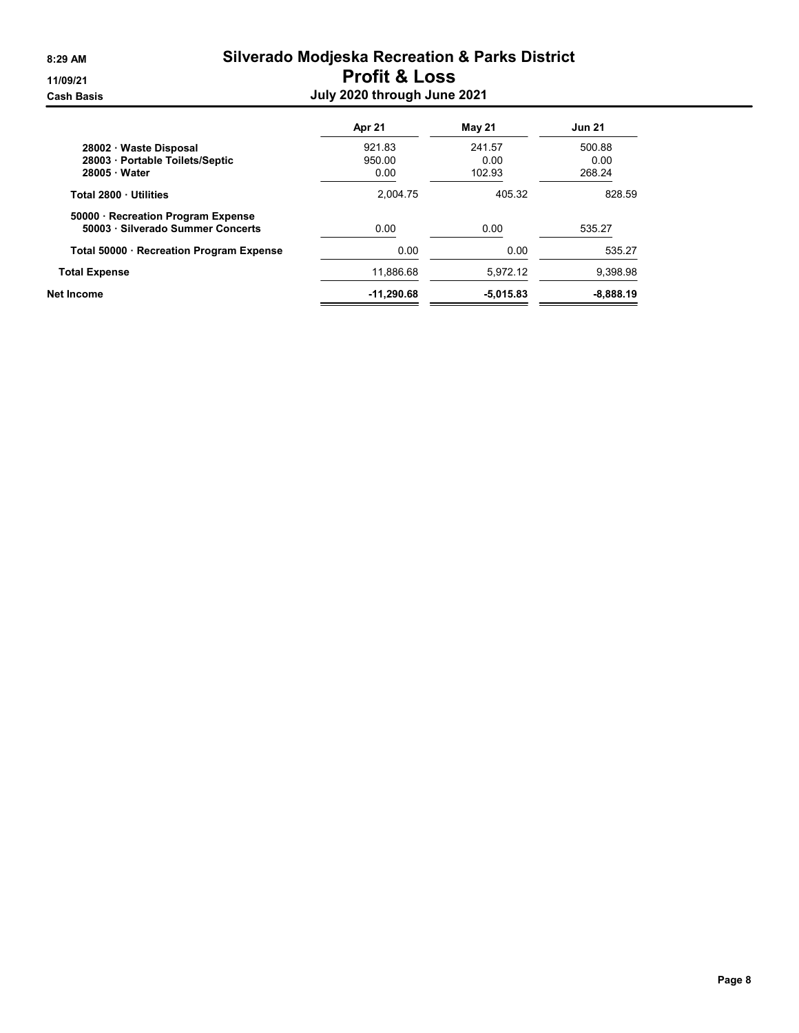# Silverado Modjeska Recreation & Parks District

## Profit & Loss

### July 2020 through June 2021

8:29 AM
11/09/21
Cash Basis

| | Apr 21 | May 21 | Jun 21 |
|---|---|---|---|
| 28002 · Waste Disposal | 921.83 | 241.57 | 500.88 |
| 28003 · Portable Toilets/Septic | 950.00 | 0.00 | 0.00 |
| 28005 · Water | 0.00 | 102.93 | 268.24 |
| **Total 2800 · Utilities** | 2,004.75 | 405.32 | 828.59 |
| 50000 · Recreation Program Expense | | | |
| 50003 · Silverado Summer Concerts | 0.00 | 0.00 | 535.27 |
| **Total 50000 · Recreation Program Expense** | 0.00 | 0.00 | 535.27 |
| **Total Expense** | 11,886.68 | 5,972.12 | 9,398.98 |
| **Net Income** | **-11,290.68** | **-5,015.83** | **-8,888.19** |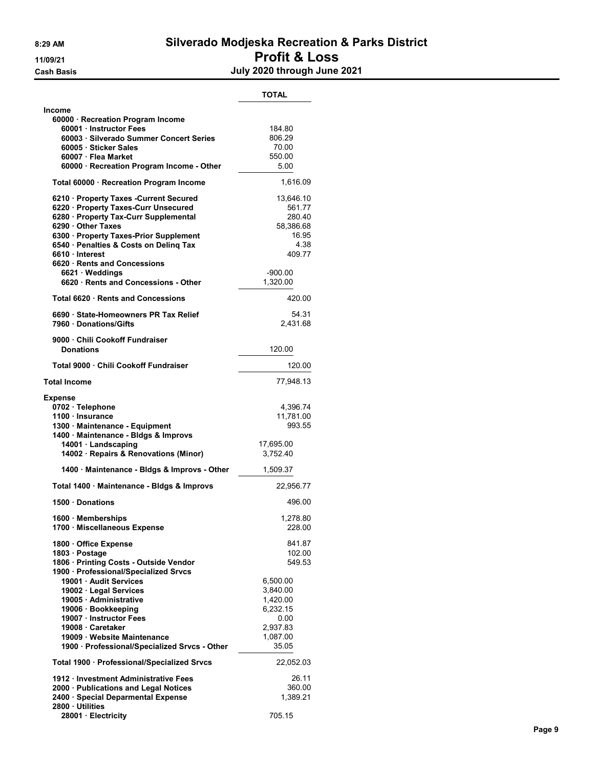# Silverado Modjeska Recreation & Parks District

## Profit & Loss

### July 2020 through June 2021

8:29 AM
11/09/21
Cash Basis

| | TOTAL |
|---|---|
| **Income** | |
| 60000 · Recreation Program Income | |
| 60001 · Instructor Fees | 184.80 |
| 60003 · Silverado Summer Concert Series | 806.29 |
| 60005 · Sticker Sales | 70.00 |
| 60007 · Flea Market | 550.00 |
| 60000 · Recreation Program Income - Other | 5.00 |
| Total 60000 · Recreation Program Income | 1,616.09 |
| 6210 · Property Taxes -Current Secured | 13,646.10 |
| 6220 · Property Taxes-Curr Unsecured | 561.77 |
| 6280 · Property Tax-Curr Supplemental | 280.40 |
| 6290 · Other Taxes | 58,386.68 |
| 6300 · Property Taxes-Prior Supplement | 16.95 |
| 6540 · Penalties & Costs on Delinq Tax | 4.38 |
| 6610 · Interest | 409.77 |
| 6620 · Rents and Concessions | |
| 6621 · Weddings | -900.00 |
| 6620 · Rents and Concessions - Other | 1,320.00 |
| Total 6620 · Rents and Concessions | 420.00 |
| 6690 · State-Homeowners PR Tax Relief | 54.31 |
| 7960 · Donations/Gifts | 2,431.68 |
| 9000 · Chili Cookoff Fundraiser | |
| Donations | 120.00 |
| Total 9000 · Chili Cookoff Fundraiser | 120.00 |
| **Total Income** | 77,948.13 |
| **Expense** | |
| 0702 · Telephone | 4,396.74 |
| 1100 · Insurance | 11,781.00 |
| 1300 · Maintenance - Equipment | 993.55 |
| 1400 · Maintenance - Bldgs & Improvs | |
| 14001 · Landscaping | 17,695.00 |
| 14002 · Repairs & Renovations (Minor) | 3,752.40 |
| 1400 · Maintenance - Bldgs & Improvs - Other | 1,509.37 |
| Total 1400 · Maintenance - Bldgs & Improvs | 22,956.77 |
| 1500 · Donations | 496.00 |
| 1600 · Memberships | 1,278.80 |
| 1700 · Miscellaneous Expense | 228.00 |
| 1800 · Office Expense | 841.87 |
| 1803 · Postage | 102.00 |
| 1806 · Printing Costs - Outside Vendor | 549.53 |
| 1900 · Professional/Specialized Srvcs | |
| 19001 · Audit Services | 6,500.00 |
| 19002 · Legal Services | 3,840.00 |
| 19005 · Administrative | 1,420.00 |
| 19006 · Bookkeeping | 6,232.15 |
| 19007 · Instructor Fees | 0.00 |
| 19008 · Caretaker | 2,937.83 |
| 19009 · Website Maintenance | 1,087.00 |
| 1900 · Professional/Specialized Srvcs - Other | 35.05 |
| Total 1900 · Professional/Specialized Srvcs | 22,052.03 |
| 1912 · Investment Administrative Fees | 26.11 |
| 2000 · Publications and Legal Notices | 360.00 |
| 2400 · Special Deparmental Expense | 1,389.21 |
| 2800 · Utilities | |
| 28001 · Electricity | 705.15 |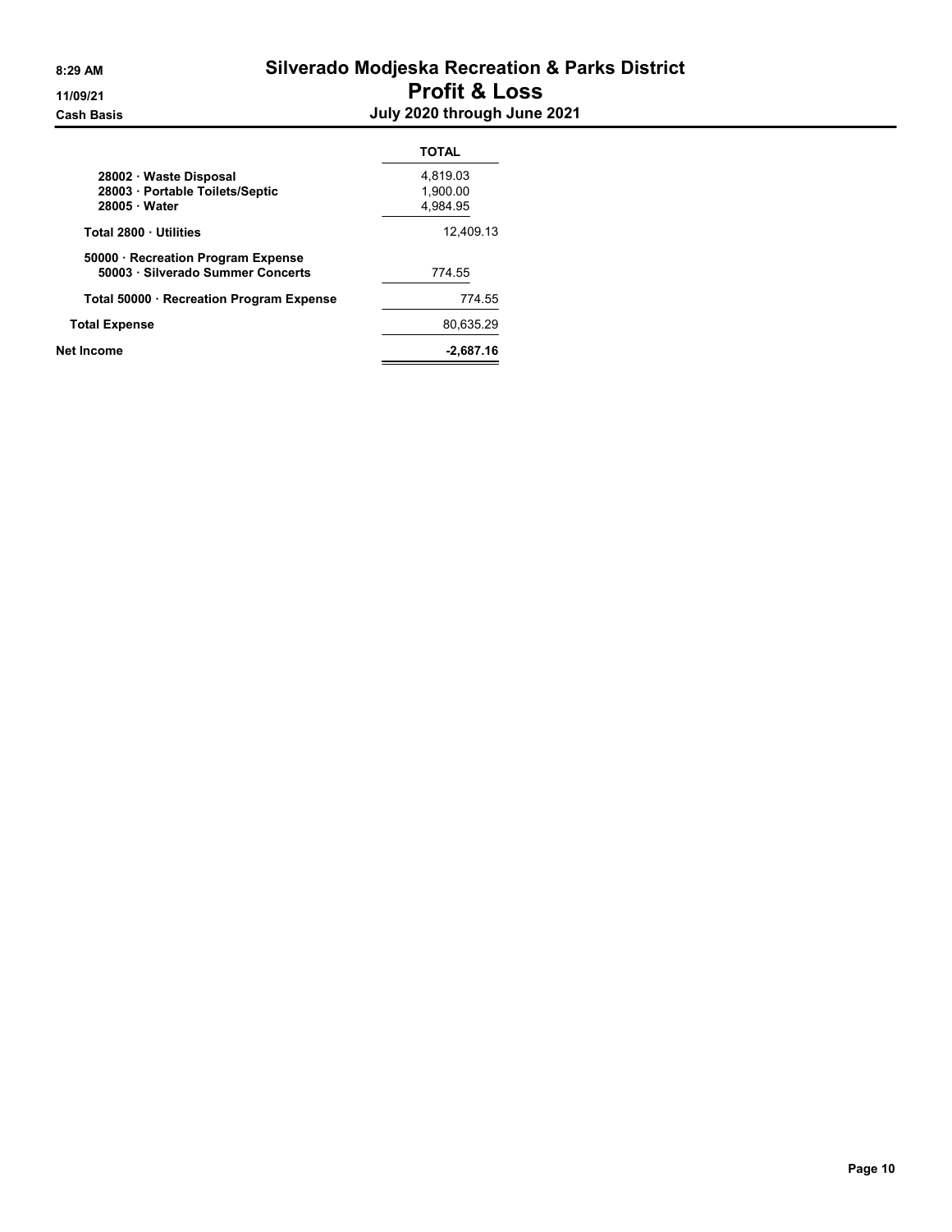# Silverado Modjeska Recreation & Parks District

## Profit & Loss

### July 2020 through June 2021

8:29 AM
11/09/21
Cash Basis

| | TOTAL |
|---|---|
| 28002 · Waste Disposal | 4,819.03 |
| 28003 · Portable Toilets/Septic | 1,900.00 |
| 28005 · Water | 4,984.95 |
| **Total 2800 · Utilities** | 12,409.13 |
| **50000 · Recreation Program Expense** | |
| 50003 · Silverado Summer Concerts | 774.55 |
| **Total 50000 · Recreation Program Expense** | 774.55 |
| **Total Expense** | 80,635.29 |
| **Net Income** | **-2,687.16** |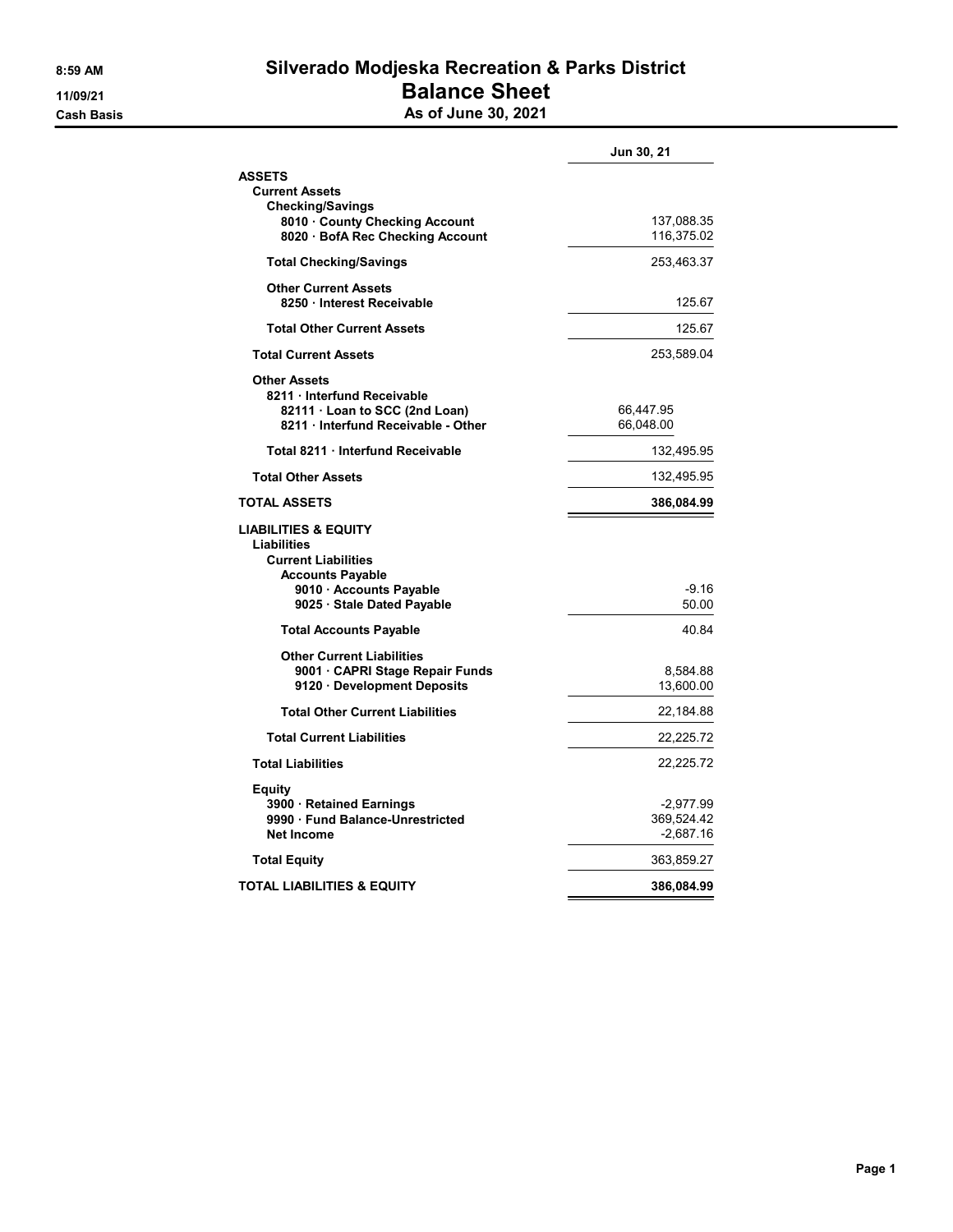# Silverado Modjeska Recreation & Parks District

## Balance Sheet

### As of June 30, 2021

8:59 AM
11/09/21
Cash Basis

| | | Jun 30, 21 |
|---|---|---|
| **ASSETS** | | |
| **Current Assets** | | |
| **Checking/Savings** | | |
| **8010 · County Checking Account** | | 137,088.35 |
| **8020 · BofA Rec Checking Account** | | 116,375.02 |
| **Total Checking/Savings** | | 253,463.37 |
| **Other Current Assets** | | |
| **8250 · Interest Receivable** | | 125.67 |
| **Total Other Current Assets** | | 125.67 |
| **Total Current Assets** | | 253,589.04 |
| **Other Assets** | | |
| **8211 · Interfund Receivable** | | |
| **82111 · Loan to SCC (2nd Loan)** | 66,447.95 | |
| **8211 · Interfund Receivable - Other** | 66,048.00 | |
| **Total 8211 · Interfund Receivable** | | 132,495.95 |
| **Total Other Assets** | | 132,495.95 |
| **TOTAL ASSETS** | | **386,084.99** |
| **LIABILITIES & EQUITY** | | |
| **Liabilities** | | |
| **Current Liabilities** | | |
| **Accounts Payable** | | |
| **9010 · Accounts Payable** | | -9.16 |
| **9025 · Stale Dated Payable** | | 50.00 |
| **Total Accounts Payable** | | 40.84 |
| **Other Current Liabilities** | | |
| **9001 · CAPRI Stage Repair Funds** | | 8,584.88 |
| **9120 · Development Deposits** | | 13,600.00 |
| **Total Other Current Liabilities** | | 22,184.88 |
| **Total Current Liabilities** | | 22,225.72 |
| **Total Liabilities** | | 22,225.72 |
| **Equity** | | |
| **3900 · Retained Earnings** | | -2,977.99 |
| **9990 · Fund Balance-Unrestricted** | | 369,524.42 |
| **Net Income** | | -2,687.16 |
| **Total Equity** | | 363,859.27 |
| **TOTAL LIABILITIES & EQUITY** | | **386,084.99** |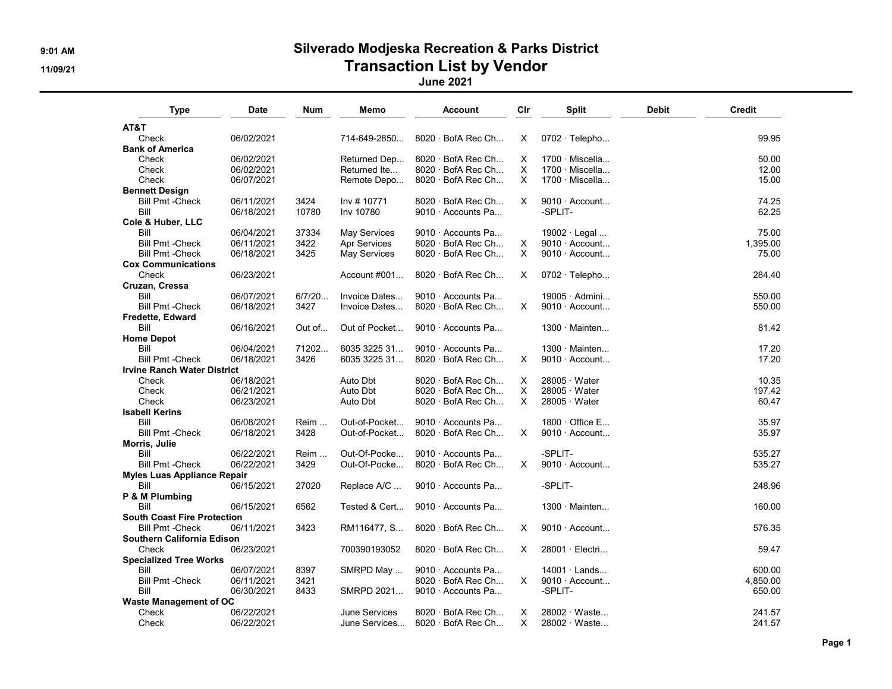# Silverado Modjeska Recreation & Parks District

## Transaction List by Vendor

### June 2021

| Type | Date | Num | Memo | Account | Clr | Split | Debit | Credit |
|---|---|---|---|---|---|---|---|---|
| **AT&T** | | | | | | | | |
| Check | 06/02/2021 | | 714-649-2850... | 8020 · BofA Rec Ch... | X | 0702 · Telepho... | | 99.95 |
| **Bank of America** | | | | | | | | |
| Check | 06/02/2021 | | Returned Dep... | 8020 · BofA Rec Ch... | X | 1700 · Miscella... | | 50.00 |
| Check | 06/02/2021 | | Returned Ite... | 8020 · BofA Rec Ch... | X | 1700 · Miscella... | | 12.00 |
| Check | 06/07/2021 | | Remote Depo... | 8020 · BofA Rec Ch... | X | 1700 · Miscella... | | 15.00 |
| **Bennett Design** | | | | | | | | |
| Bill Pmt -Check | 06/11/2021 | 3424 | Inv # 10771 | 8020 · BofA Rec Ch... | X | 9010 · Account... | | 74.25 |
| Bill | 06/18/2021 | 10780 | Inv 10780 | 9010 · Accounts Pa... | | -SPLIT- | | 62.25 |
| **Cole & Huber, LLC** | | | | | | | | |
| Bill | 06/04/2021 | 37334 | May Services | 9010 · Accounts Pa... | | 19002 · Legal ... | | 75.00 |
| Bill Pmt -Check | 06/11/2021 | 3422 | Apr Services | 8020 · BofA Rec Ch... | X | 9010 · Account... | | 1,395.00 |
| Bill Pmt -Check | 06/18/2021 | 3425 | May Services | 8020 · BofA Rec Ch... | X | 9010 · Account... | | 75.00 |
| **Cox Communications** | | | | | | | | |
| Check | 06/23/2021 | | Account #001... | 8020 · BofA Rec Ch... | X | 0702 · Telepho... | | 284.40 |
| **Cruzan, Cressa** | | | | | | | | |
| Bill | 06/07/2021 | 6/7/20... | Invoice Dates... | 9010 · Accounts Pa... | | 19005 · Admini... | | 550.00 |
| Bill Pmt -Check | 06/18/2021 | 3427 | Invoice Dates... | 8020 · BofA Rec Ch... | X | 9010 · Account... | | 550.00 |
| **Fredette, Edward** | | | | | | | | |
| Bill | 06/16/2021 | Out of... | Out of Pocket... | 9010 · Accounts Pa... | | 1300 · Mainten... | | 81.42 |
| **Home Depot** | | | | | | | | |
| Bill | 06/04/2021 | 71202... | 6035 3225 31... | 9010 · Accounts Pa... | | 1300 · Mainten... | | 17.20 |
| Bill Pmt -Check | 06/18/2021 | 3426 | 6035 3225 31... | 8020 · BofA Rec Ch... | X | 9010 · Account... | | 17.20 |
| **Irvine Ranch Water District** | | | | | | | | |
| Check | 06/18/2021 | | Auto Dbt | 8020 · BofA Rec Ch... | X | 28005 · Water | | 10.35 |
| Check | 06/21/2021 | | Auto Dbt | 8020 · BofA Rec Ch... | X | 28005 · Water | | 197.42 |
| Check | 06/23/2021 | | Auto Dbt | 8020 · BofA Rec Ch... | X | 28005 · Water | | 60.47 |
| **Isabell Kerins** | | | | | | | | |
| Bill | 06/08/2021 | Reim ... | Out-of-Pocket... | 9010 · Accounts Pa... | | 1800 · Office E... | | 35.97 |
| Bill Pmt -Check | 06/18/2021 | 3428 | Out-of-Pocket... | 8020 · BofA Rec Ch... | X | 9010 · Account... | | 35.97 |
| **Morris, Julie** | | | | | | | | |
| Bill | 06/22/2021 | Reim ... | Out-Of-Pocke... | 9010 · Accounts Pa... | | -SPLIT- | | 535.27 |
| Bill Pmt -Check | 06/22/2021 | 3429 | Out-Of-Pocke... | 8020 · BofA Rec Ch... | X | 9010 · Account... | | 535.27 |
| **Myles Luas Appliance Repair** | | | | | | | | |
| Bill | 06/15/2021 | 27020 | Replace A/C ... | 9010 · Accounts Pa... | | -SPLIT- | | 248.96 |
| **P & M Plumbing** | | | | | | | | |
| Bill | 06/15/2021 | 6562 | Tested & Cert... | 9010 · Accounts Pa... | | 1300 · Mainten... | | 160.00 |
| **South Coast Fire Protection** | | | | | | | | |
| Bill Pmt -Check | 06/11/2021 | 3423 | RM116477, S... | 8020 · BofA Rec Ch... | X | 9010 · Account... | | 576.35 |
| **Southern California Edison** | | | | | | | | |
| Check | 06/23/2021 | | 700390193052 | 8020 · BofA Rec Ch... | X | 28001 · Electri... | | 59.47 |
| **Specialized Tree Works** | | | | | | | | |
| Bill | 06/07/2021 | 8397 | SMRPD May ... | 9010 · Accounts Pa... | | 14001 · Lands... | | 600.00 |
| Bill Pmt -Check | 06/11/2021 | 3421 | | 8020 · BofA Rec Ch... | X | 9010 · Account... | | 4,850.00 |
| Bill | 06/30/2021 | 8433 | SMRPD 2021... | 9010 · Accounts Pa... | | -SPLIT- | | 650.00 |
| **Waste Management of OC** | | | | | | | | |
| Check | 06/22/2021 | | June Services | 8020 · BofA Rec Ch... | X | 28002 · Waste... | | 241.57 |
| Check | 06/22/2021 | | June Services... | 8020 · BofA Rec Ch... | X | 28002 · Waste... | | 241.57 |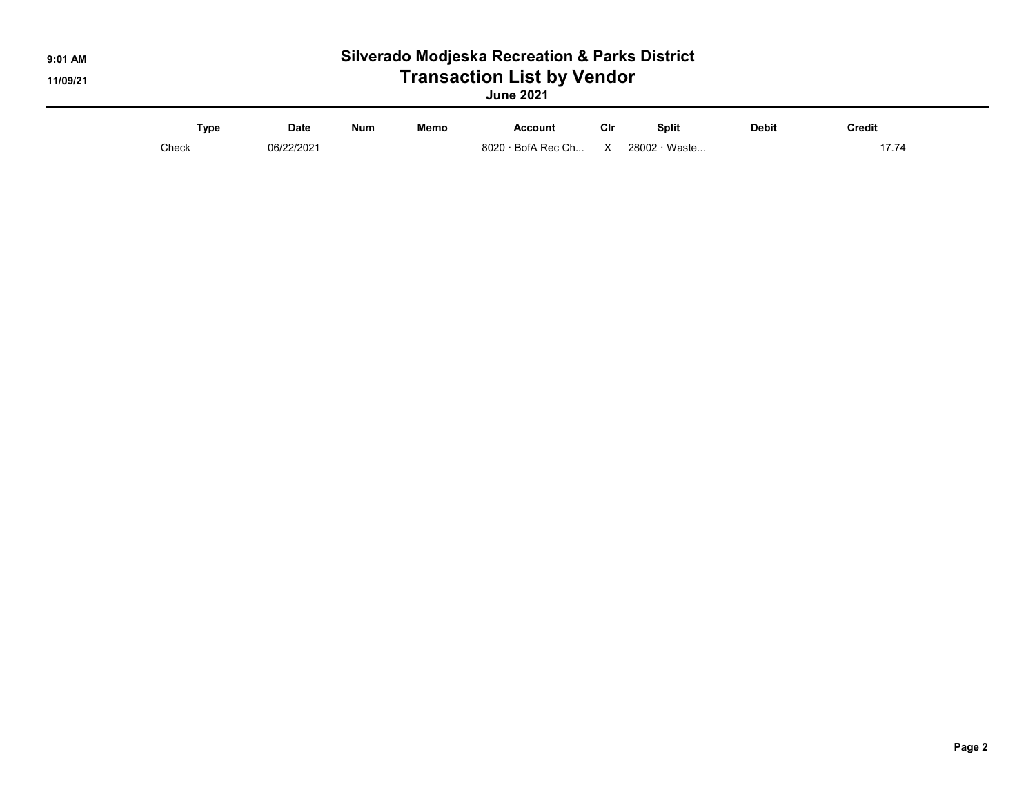# Silverado Modjeska Recreation & Parks District

## Transaction List by Vendor

### June 2021

| Type | Date | Num | Memo | Account | Clr | Split | Debit | Credit |
|---|---|---|---|---|---|---|---|---|
| Check | 06/22/2021 | | | 8020 · BofA Rec Ch... | X | 28002 · Waste... | | 17.74 |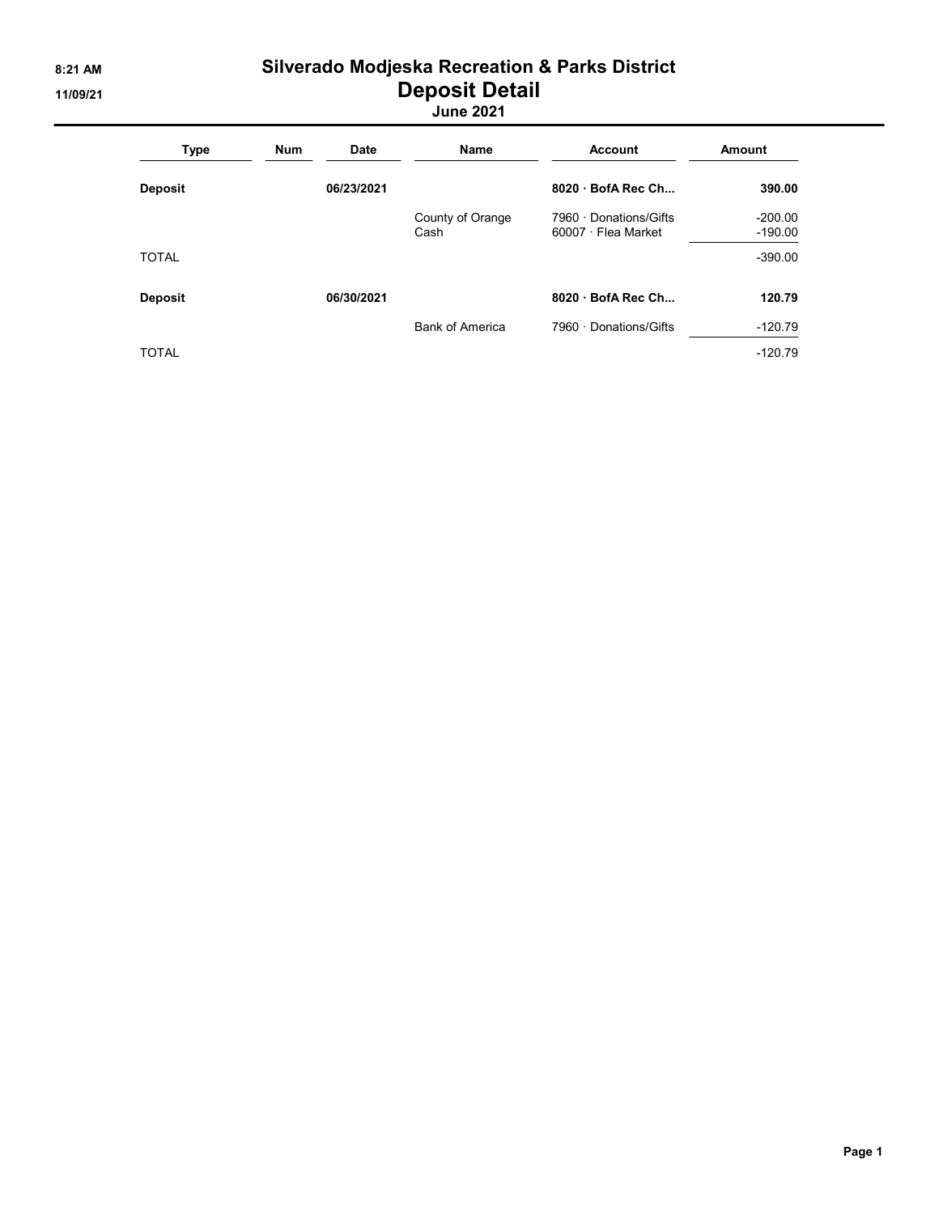# Silverado Modjeska Recreation & Parks District

## Deposit Detail

### June 2021

| Type | Num | Date | Name | Account | Amount |
|---|---|---|---|---|---|
| **Deposit** | | **06/23/2021** | | **8020 · BofA Rec Ch...** | **390.00** |
| | | | County of Orange | 7960 · Donations/Gifts | -200.00 |
| | | | Cash | 60007 · Flea Market | -190.00 |
| TOTAL | | | | | -390.00 |
| **Deposit** | | **06/30/2021** | | **8020 · BofA Rec Ch...** | **120.79** |
| | | | Bank of America | 7960 · Donations/Gifts | -120.79 |
| TOTAL | | | | | -120.79 |